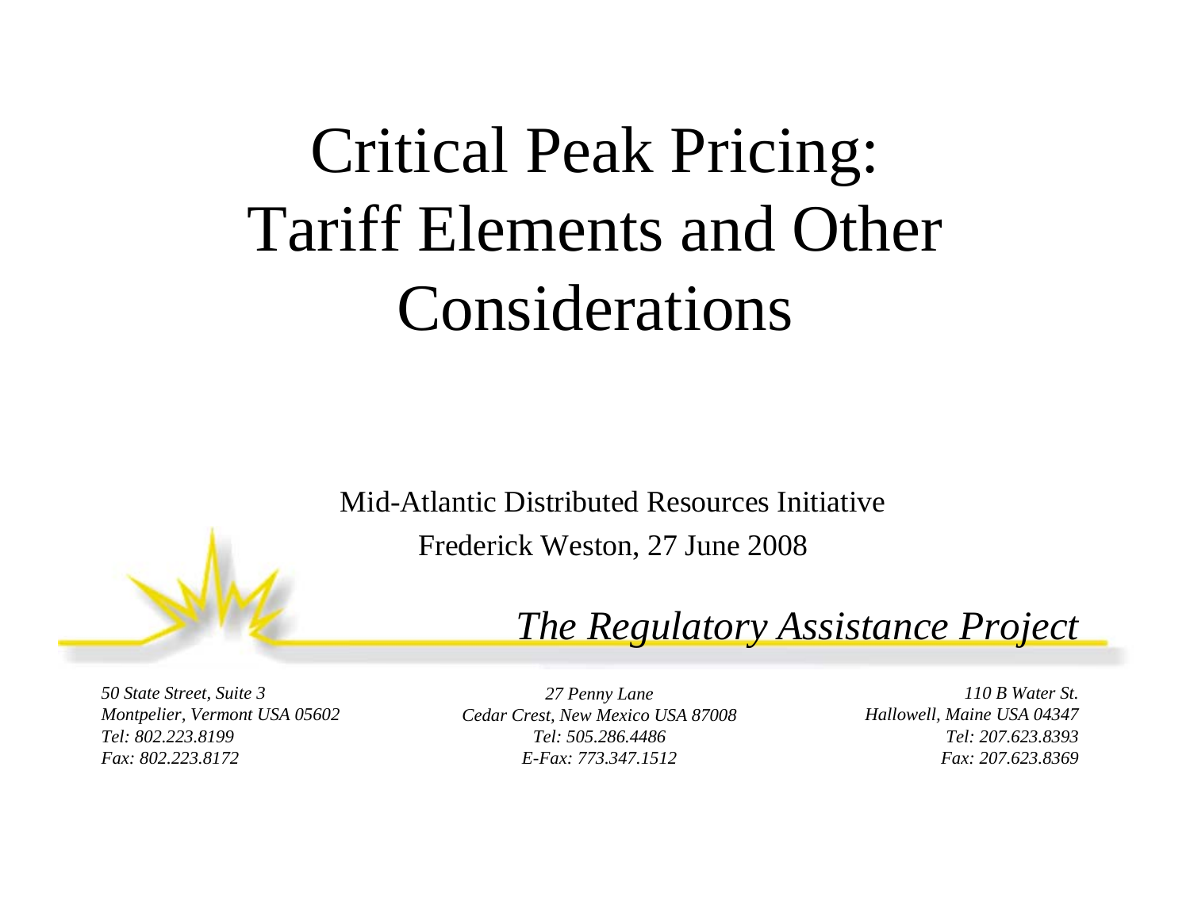# Critical Peak Pricing: Tariff Elements and Other Considerations

Mid-Atlantic Distributed Resources Initiative

Frederick Weston, 27 June 2008

*The Regulatory Assistance Project*

*50 State Street, Suite 3*
*Montpelier, Vermont USA 05602*
*Tel: 802.223.8199*
*Fax: 802.223.8172*

*27 Penny Lane*
*Cedar Crest, New Mexico USA 87008*
*Tel: 505.286.4486*
*E-Fax: 773.347.1512*

*110 B Water St.*
*Hallowell, Maine USA 04347*
*Tel: 207.623.8393*
*Fax: 207.623.8369*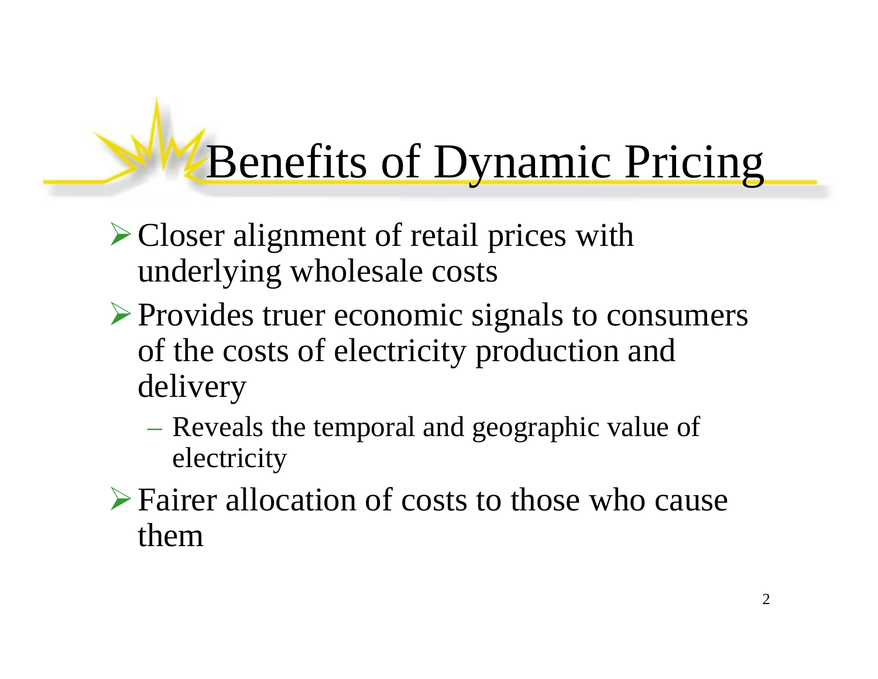# Benefits of Dynamic Pricing

- Closer alignment of retail prices with underlying wholesale costs
- Provides truer economic signals to consumers of the costs of electricity production and delivery
  - Reveals the temporal and geographic value of electricity
- Fairer allocation of costs to those who cause them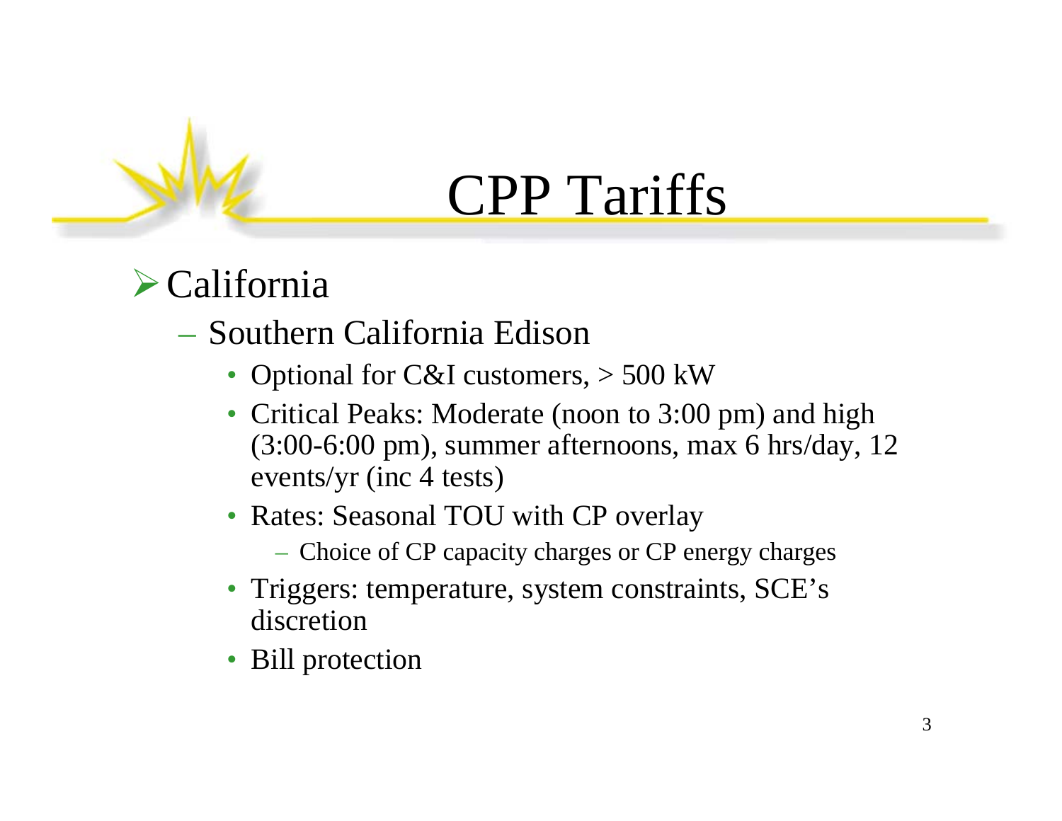# CPP Tariffs

- California
  - Southern California Edison
    - Optional for C&I customers, > 500 kW
    - Critical Peaks: Moderate (noon to 3:00 pm) and high (3:00-6:00 pm), summer afternoons, max 6 hrs/day, 12 events/yr (inc 4 tests)
    - Rates: Seasonal TOU with CP overlay
      - Choice of CP capacity charges or CP energy charges
    - Triggers: temperature, system constraints, SCE's discretion
    - Bill protection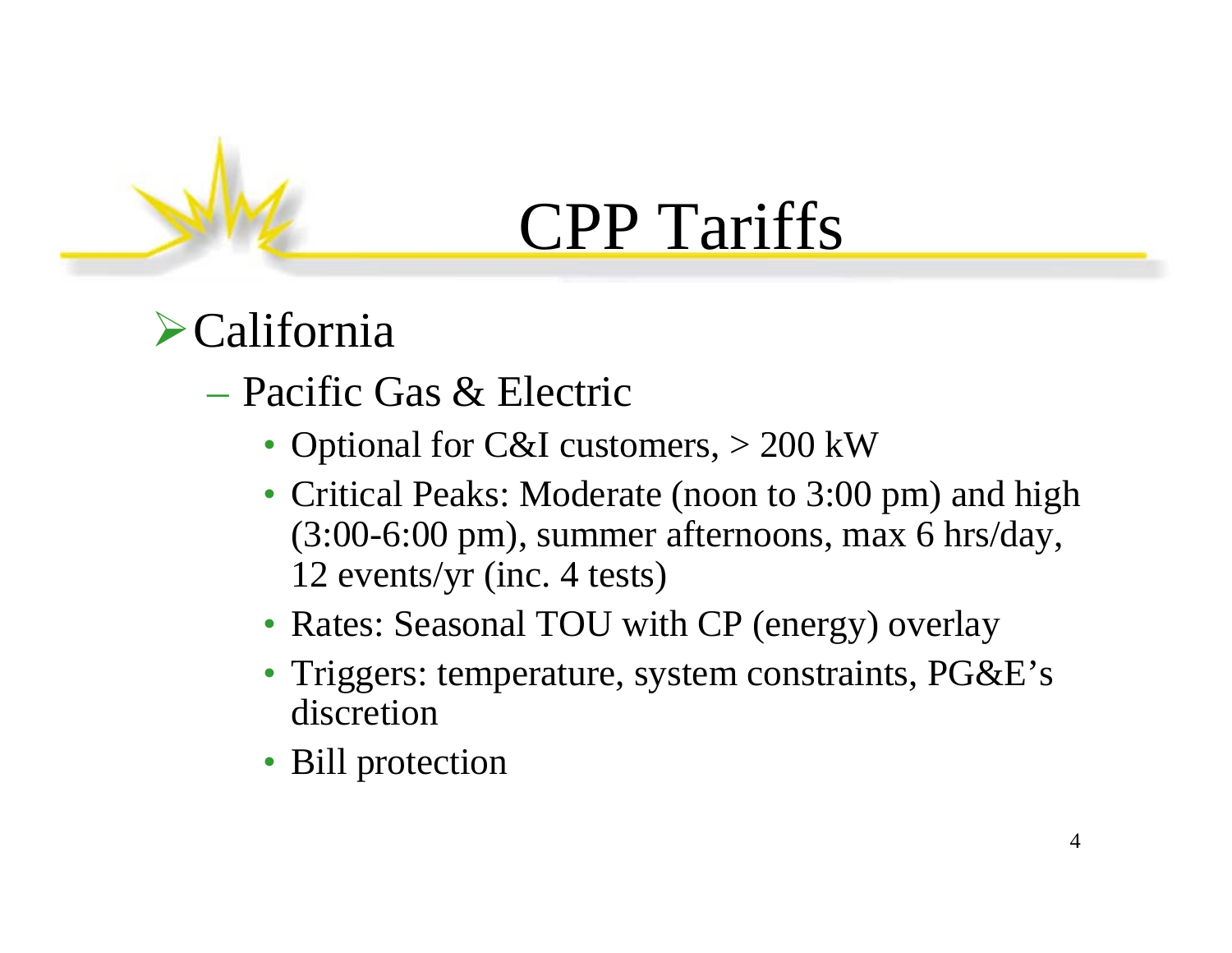# CPP Tariffs

- California
  - Pacific Gas & Electric
    - Optional for C&I customers, > 200 kW
    - Critical Peaks: Moderate (noon to 3:00 pm) and high (3:00-6:00 pm), summer afternoons, max 6 hrs/day, 12 events/yr (inc. 4 tests)
    - Rates: Seasonal TOU with CP (energy) overlay
    - Triggers: temperature, system constraints, PG&E's discretion
    - Bill protection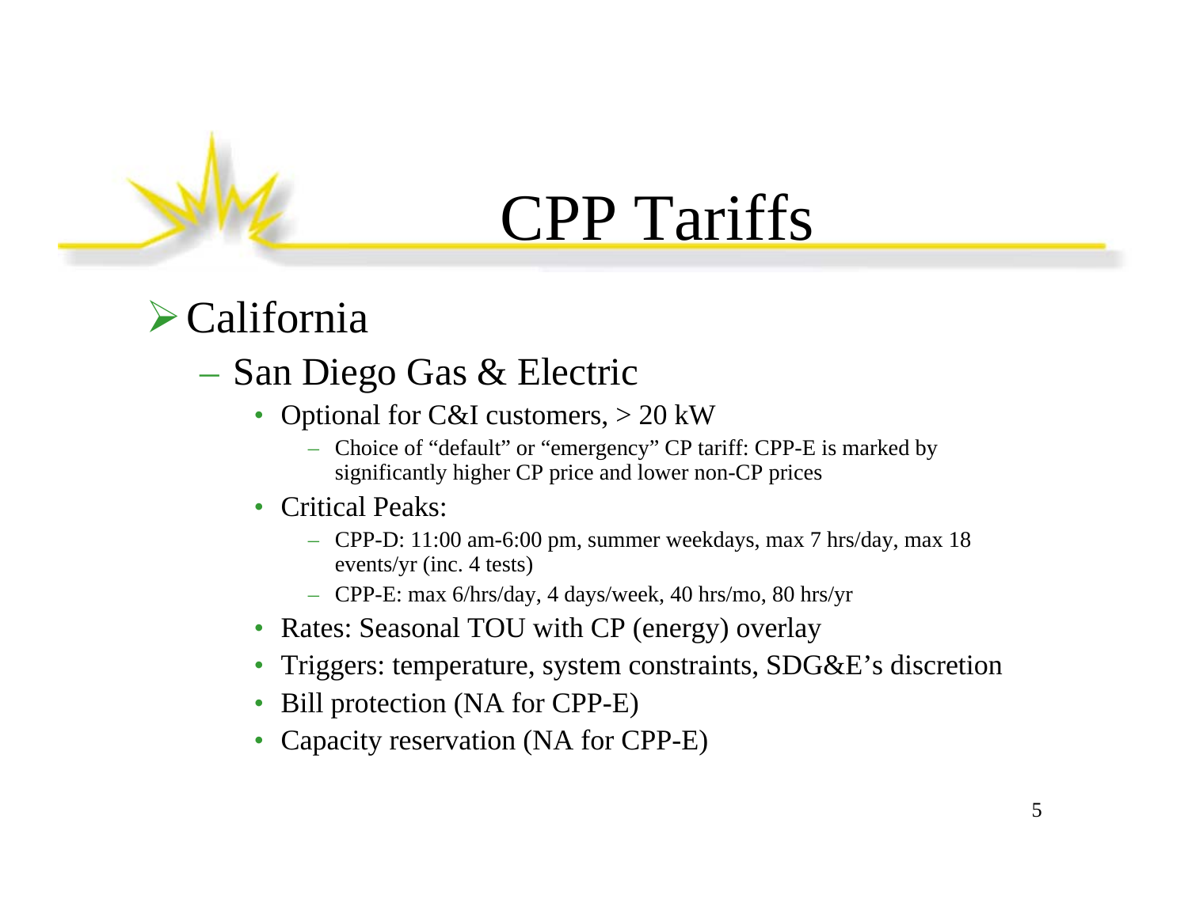# CPP Tariffs

- California
  - San Diego Gas & Electric
    - Optional for C&I customers, > 20 kW
      - Choice of "default" or "emergency" CP tariff: CPP-E is marked by significantly higher CP price and lower non-CP prices
    - Critical Peaks:
      - CPP-D: 11:00 am-6:00 pm, summer weekdays, max 7 hrs/day, max 18 events/yr (inc. 4 tests)
      - CPP-E: max 6/hrs/day, 4 days/week, 40 hrs/mo, 80 hrs/yr
    - Rates: Seasonal TOU with CP (energy) overlay
    - Triggers: temperature, system constraints, SDG&E's discretion
    - Bill protection (NA for CPP-E)
    - Capacity reservation (NA for CPP-E)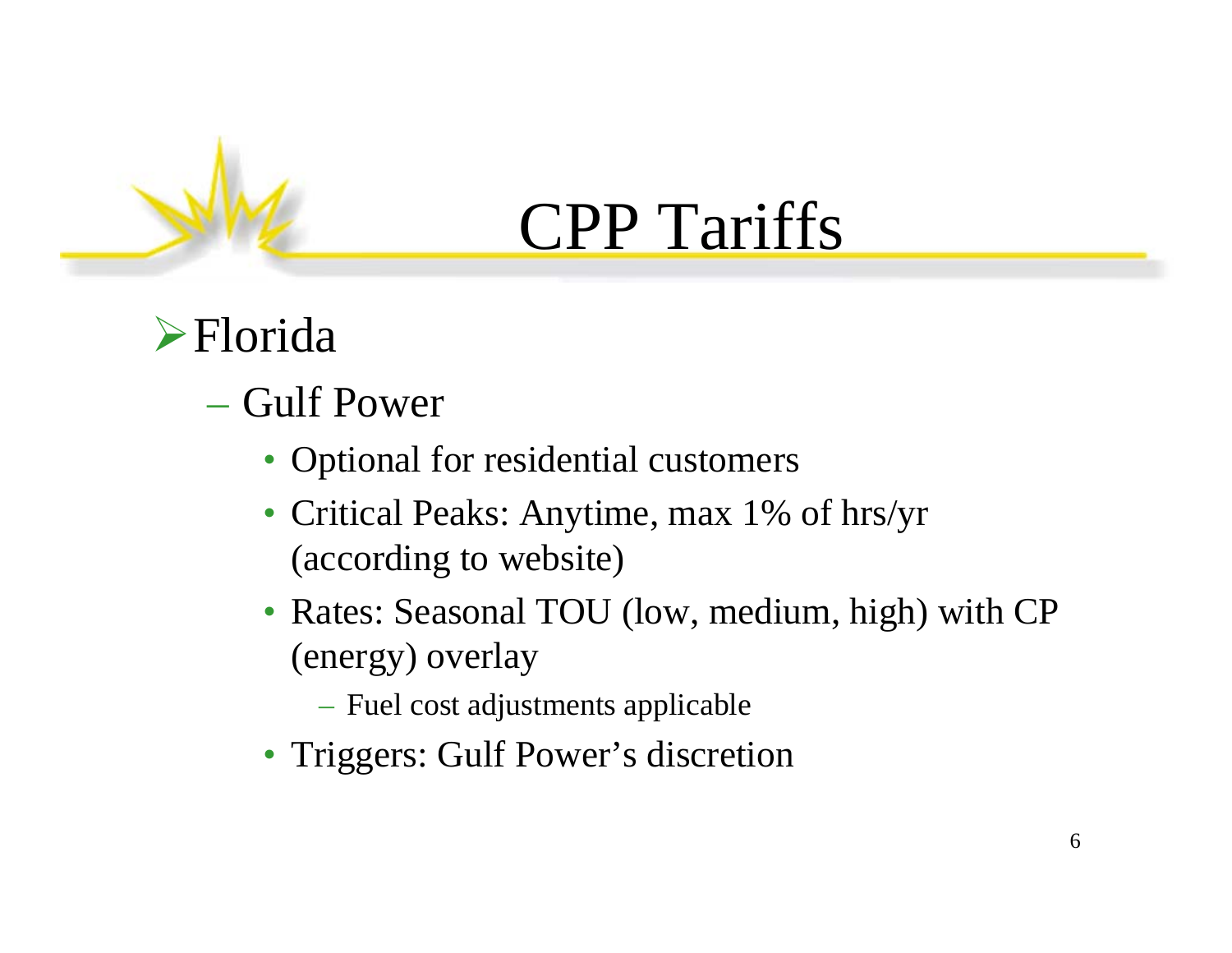# CPP Tariffs

- Florida
  - Gulf Power
    - Optional for residential customers
    - Critical Peaks: Anytime, max 1% of hrs/yr (according to website)
    - Rates: Seasonal TOU (low, medium, high) with CP (energy) overlay
      - Fuel cost adjustments applicable
    - Triggers: Gulf Power's discretion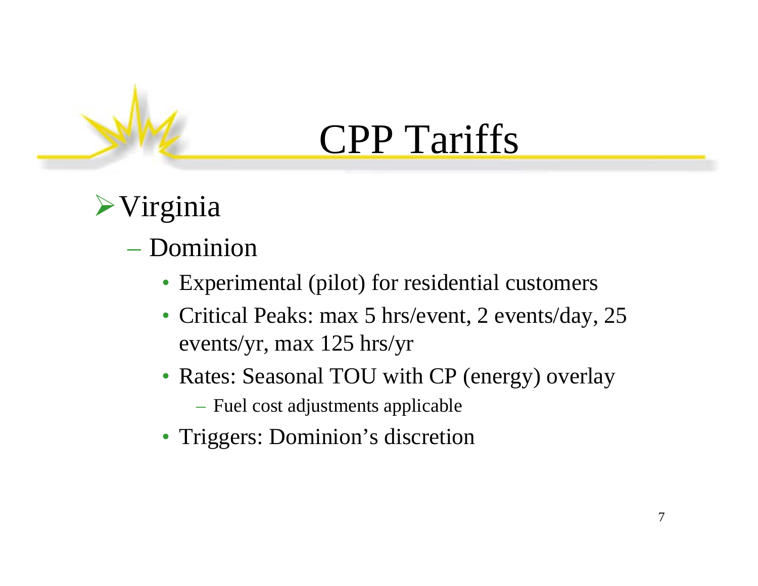# CPP Tariffs

- Virginia
  - Dominion
    - Experimental (pilot) for residential customers
    - Critical Peaks: max 5 hrs/event, 2 events/day, 25 events/yr, max 125 hrs/yr
    - Rates: Seasonal TOU with CP (energy) overlay
      - Fuel cost adjustments applicable
    - Triggers: Dominion's discretion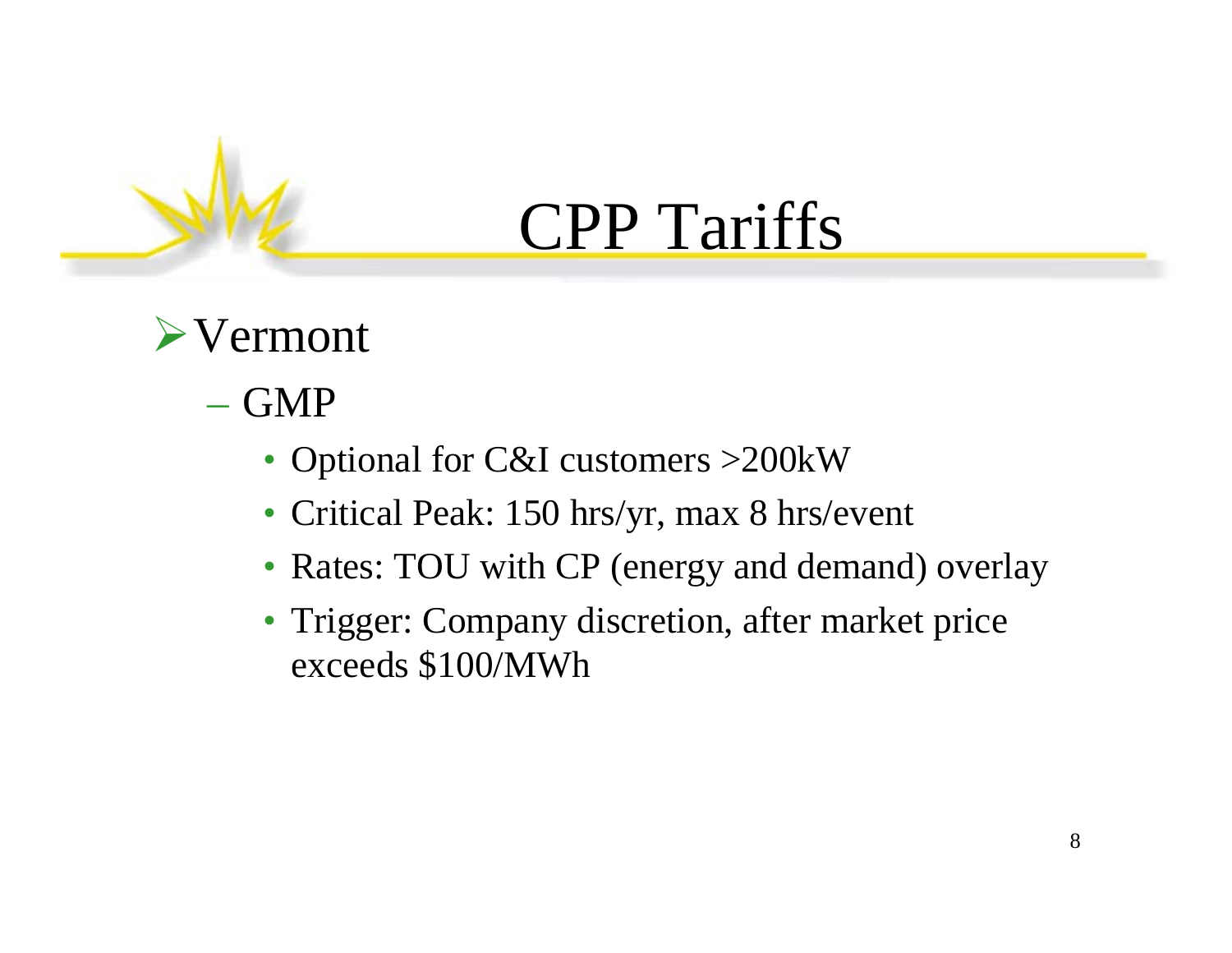# CPP Tariffs

- Vermont
  - GMP
    - Optional for C&I customers >200kW
    - Critical Peak: 150 hrs/yr, max 8 hrs/event
    - Rates: TOU with CP (energy and demand) overlay
    - Trigger: Company discretion, after market price exceeds $100/MWh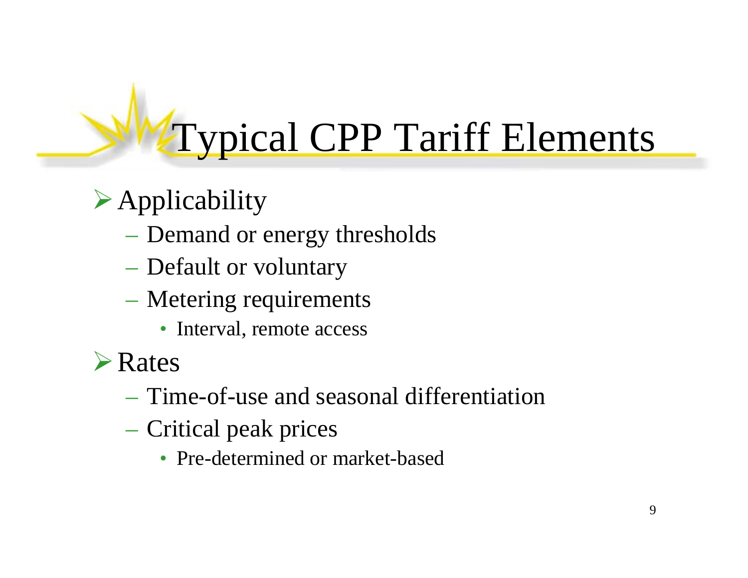# Typical CPP Tariff Elements

- Applicability
  - Demand or energy thresholds
  - Default or voluntary
  - Metering requirements
    - Interval, remote access
- Rates
  - Time-of-use and seasonal differentiation
  - Critical peak prices
    - Pre-determined or market-based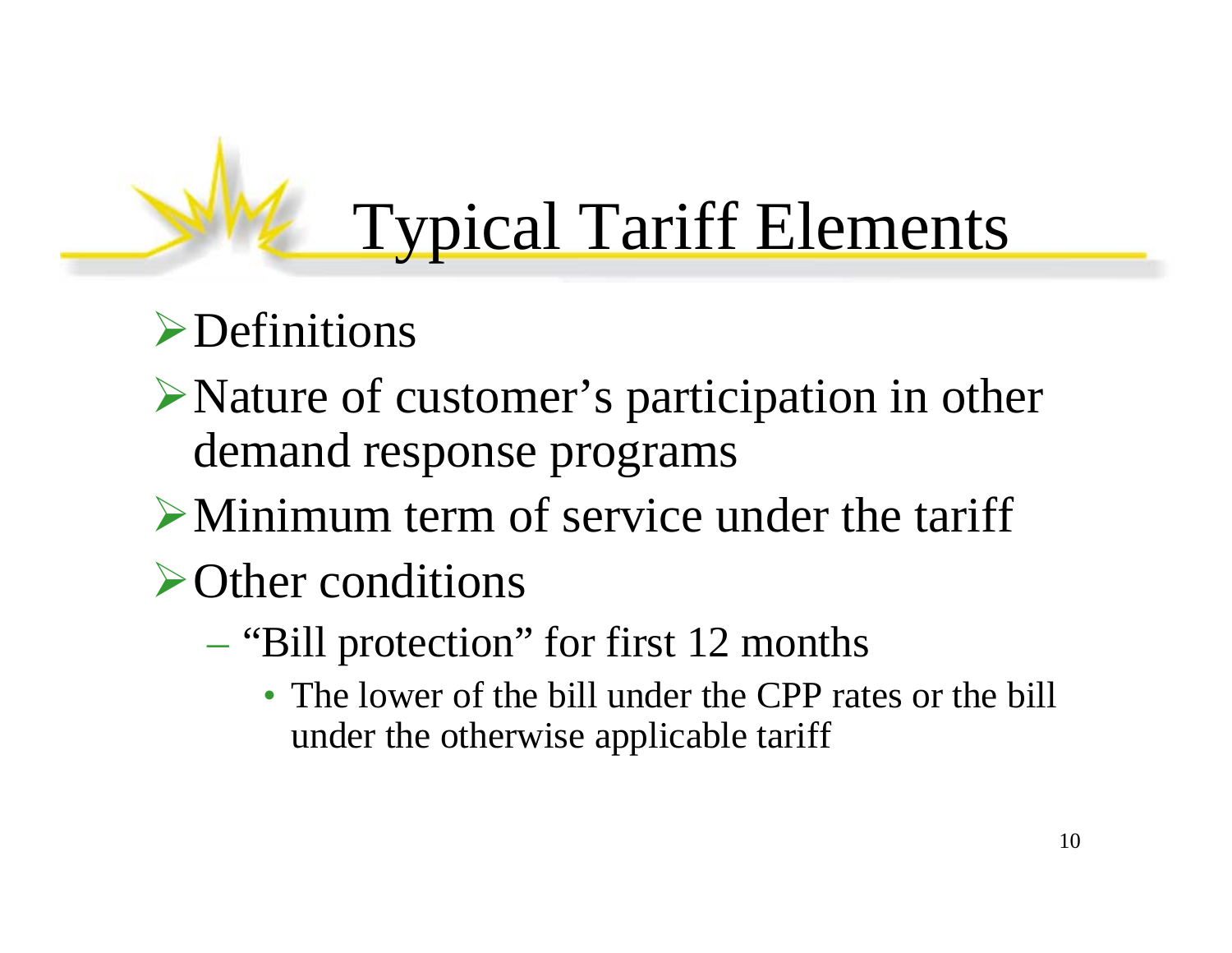# Typical Tariff Elements

- Definitions
- Nature of customer's participation in other demand response programs
- Minimum term of service under the tariff
- Other conditions
  - "Bill protection" for first 12 months
    - The lower of the bill under the CPP rates or the bill under the otherwise applicable tariff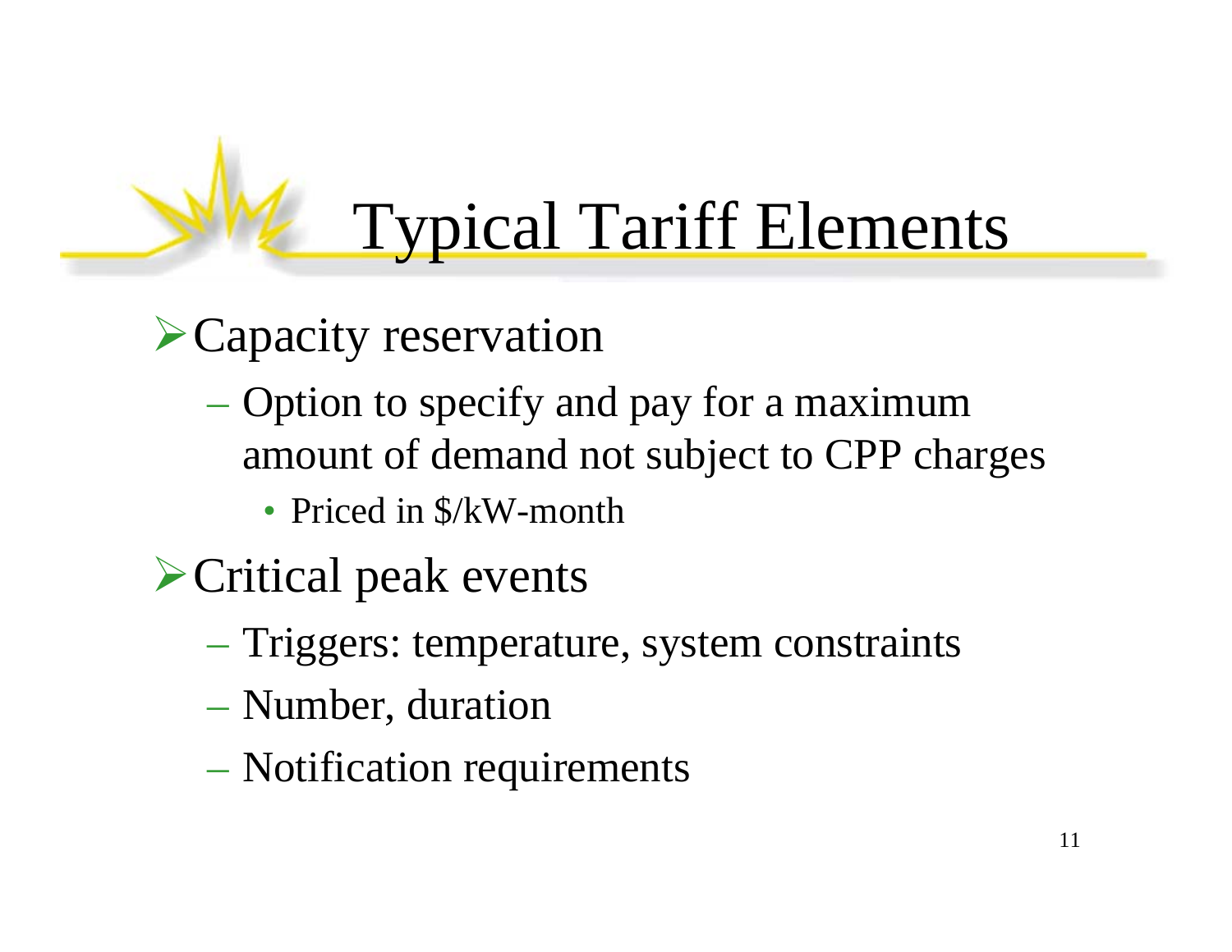# Typical Tariff Elements

- Capacity reservation
  - Option to specify and pay for a maximum amount of demand not subject to CPP charges
    - Priced in $/kW-month
- Critical peak events
  - Triggers: temperature, system constraints
  - Number, duration
  - Notification requirements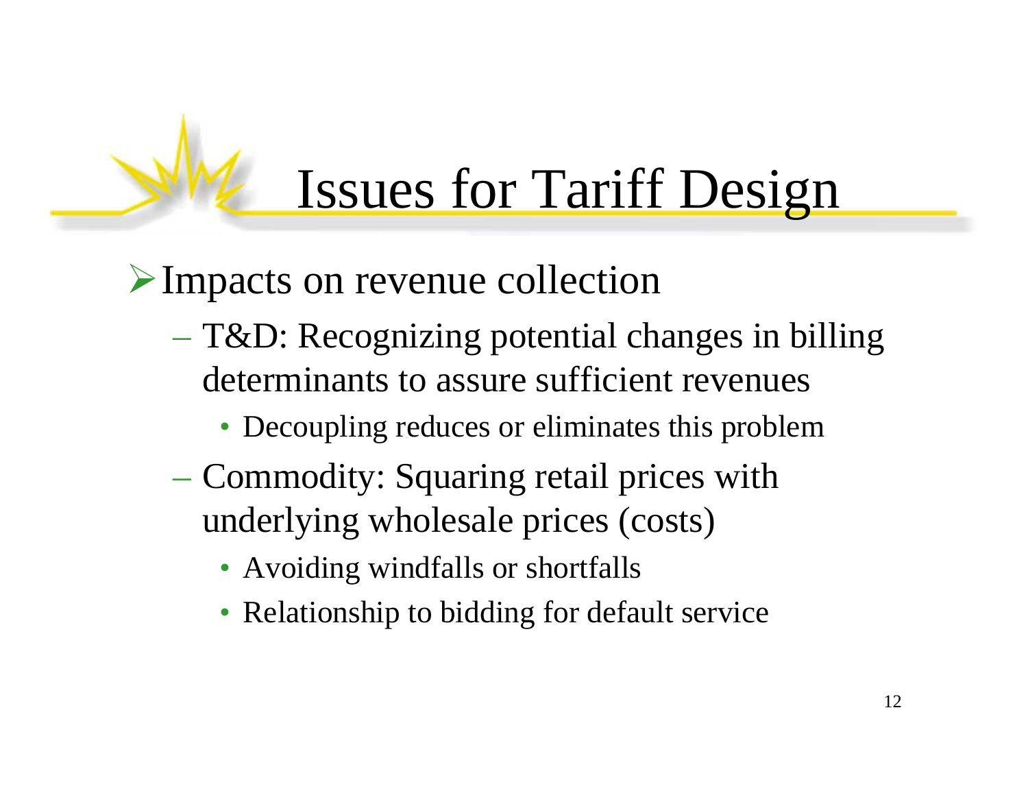# Issues for Tariff Design

- Impacts on revenue collection
  - T&D: Recognizing potential changes in billing determinants to assure sufficient revenues
    - Decoupling reduces or eliminates this problem
  - Commodity: Squaring retail prices with underlying wholesale prices (costs)
    - Avoiding windfalls or shortfalls
    - Relationship to bidding for default service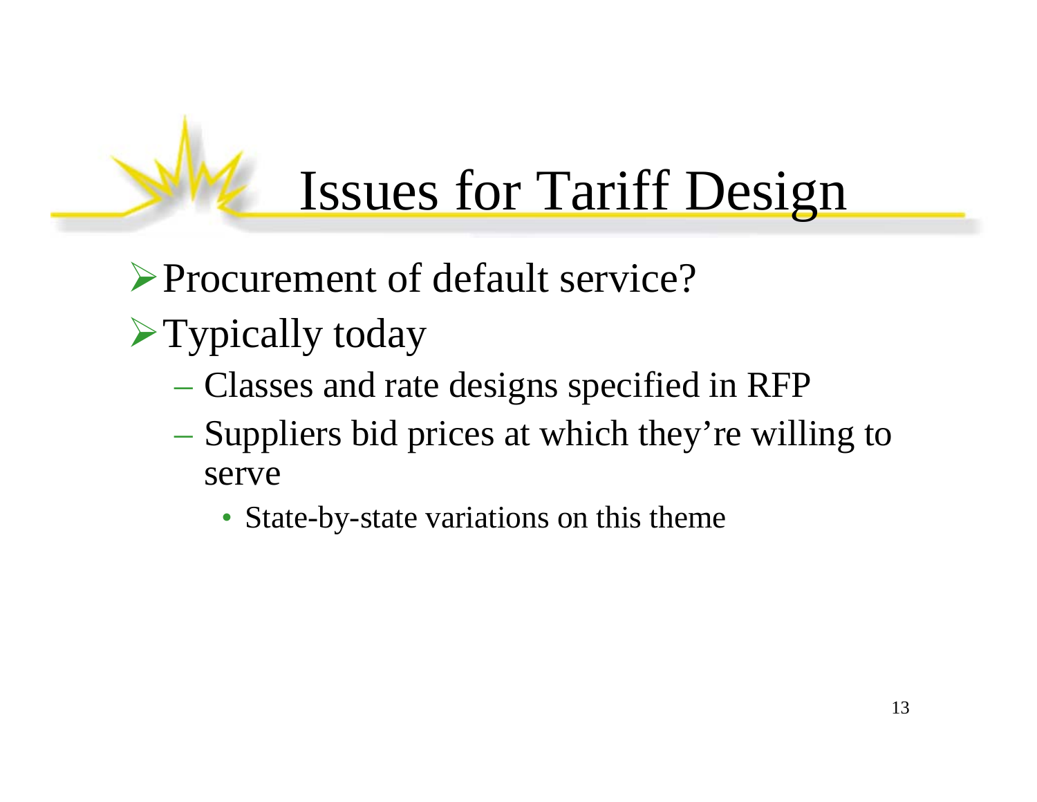# Issues for Tariff Design

- Procurement of default service?
- Typically today
  - Classes and rate designs specified in RFP
  - Suppliers bid prices at which they're willing to serve
    - State-by-state variations on this theme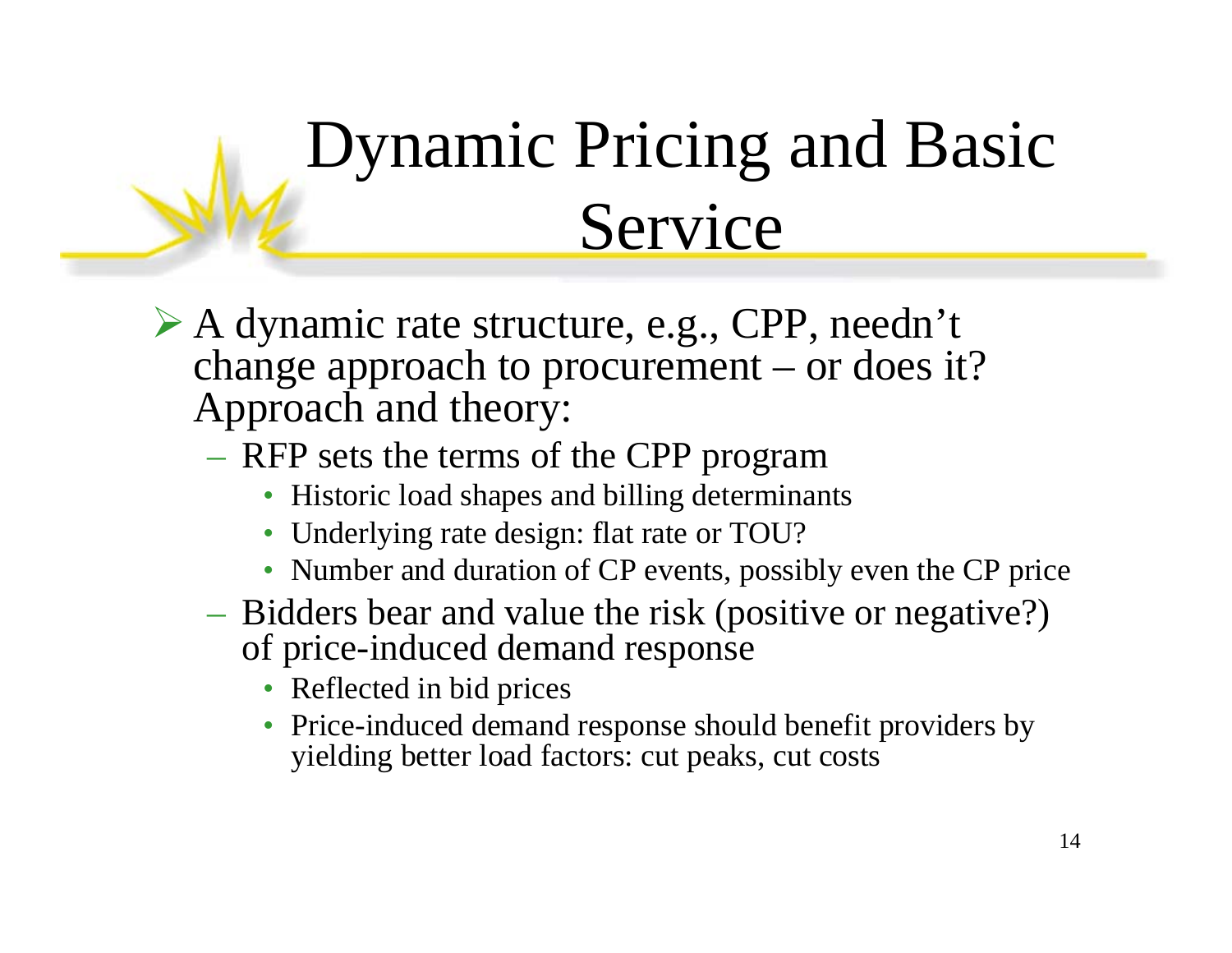# Dynamic Pricing and Basic Service

- A dynamic rate structure, e.g., CPP, needn't change approach to procurement – or does it? Approach and theory:
  - RFP sets the terms of the CPP program
    - Historic load shapes and billing determinants
    - Underlying rate design: flat rate or TOU?
    - Number and duration of CP events, possibly even the CP price
  - Bidders bear and value the risk (positive or negative?) of price-induced demand response
    - Reflected in bid prices
    - Price-induced demand response should benefit providers by yielding better load factors: cut peaks, cut costs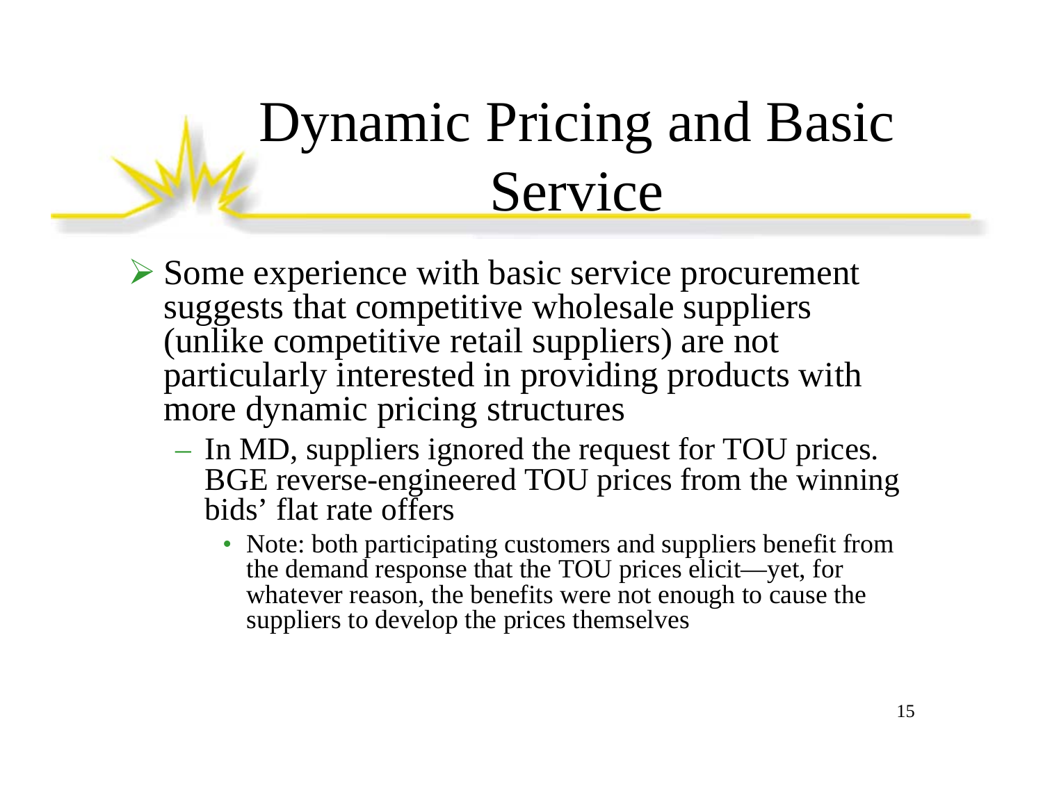# Dynamic Pricing and Basic Service

- Some experience with basic service procurement suggests that competitive wholesale suppliers (unlike competitive retail suppliers) are not particularly interested in providing products with more dynamic pricing structures
  - In MD, suppliers ignored the request for TOU prices. BGE reverse-engineered TOU prices from the winning bids' flat rate offers
    - Note: both participating customers and suppliers benefit from the demand response that the TOU prices elicit—yet, for whatever reason, the benefits were not enough to cause the suppliers to develop the prices themselves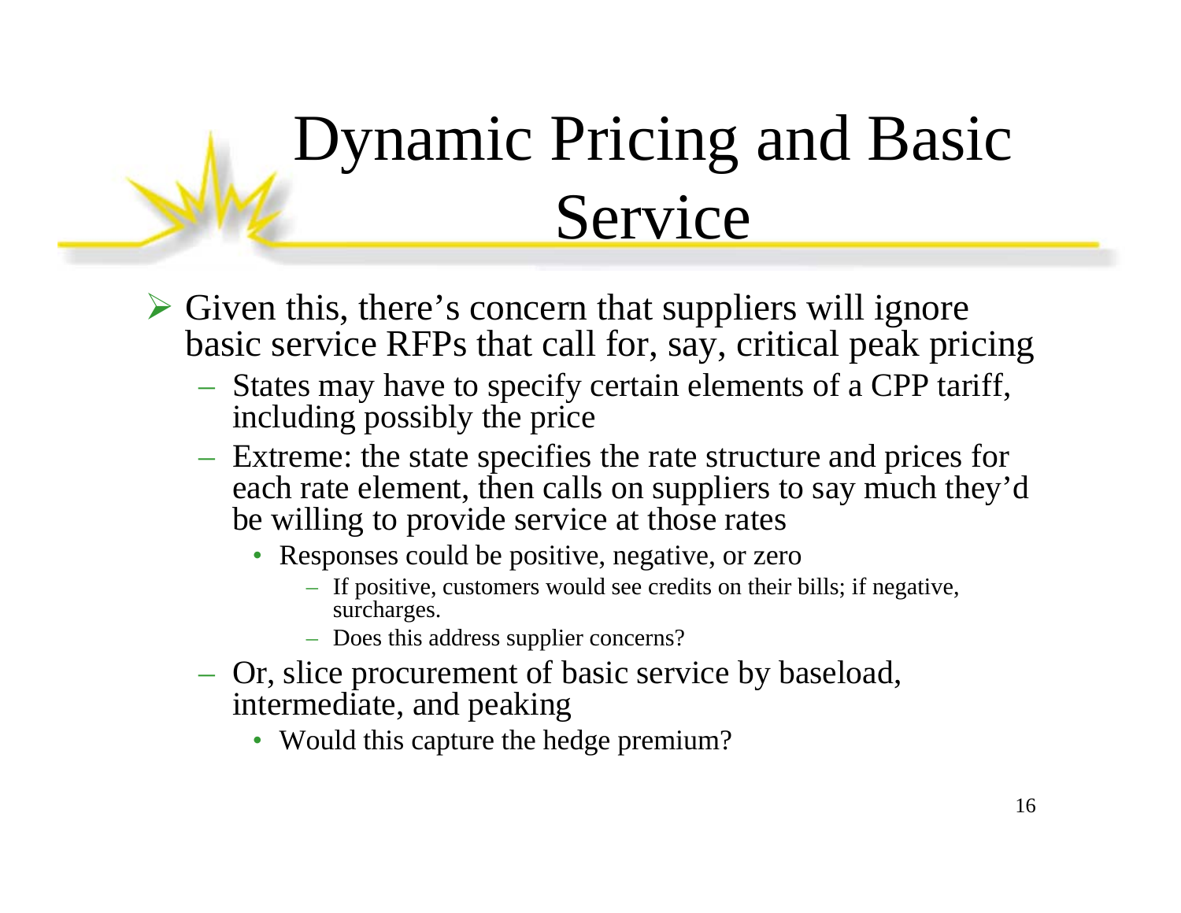# Dynamic Pricing and Basic Service

- Given this, there's concern that suppliers will ignore basic service RFPs that call for, say, critical peak pricing
  - States may have to specify certain elements of a CPP tariff, including possibly the price
  - Extreme: the state specifies the rate structure and prices for each rate element, then calls on suppliers to say much they'd be willing to provide service at those rates
    - Responses could be positive, negative, or zero
      - If positive, customers would see credits on their bills; if negative, surcharges.
      - Does this address supplier concerns?
  - Or, slice procurement of basic service by baseload, intermediate, and peaking
    - Would this capture the hedge premium?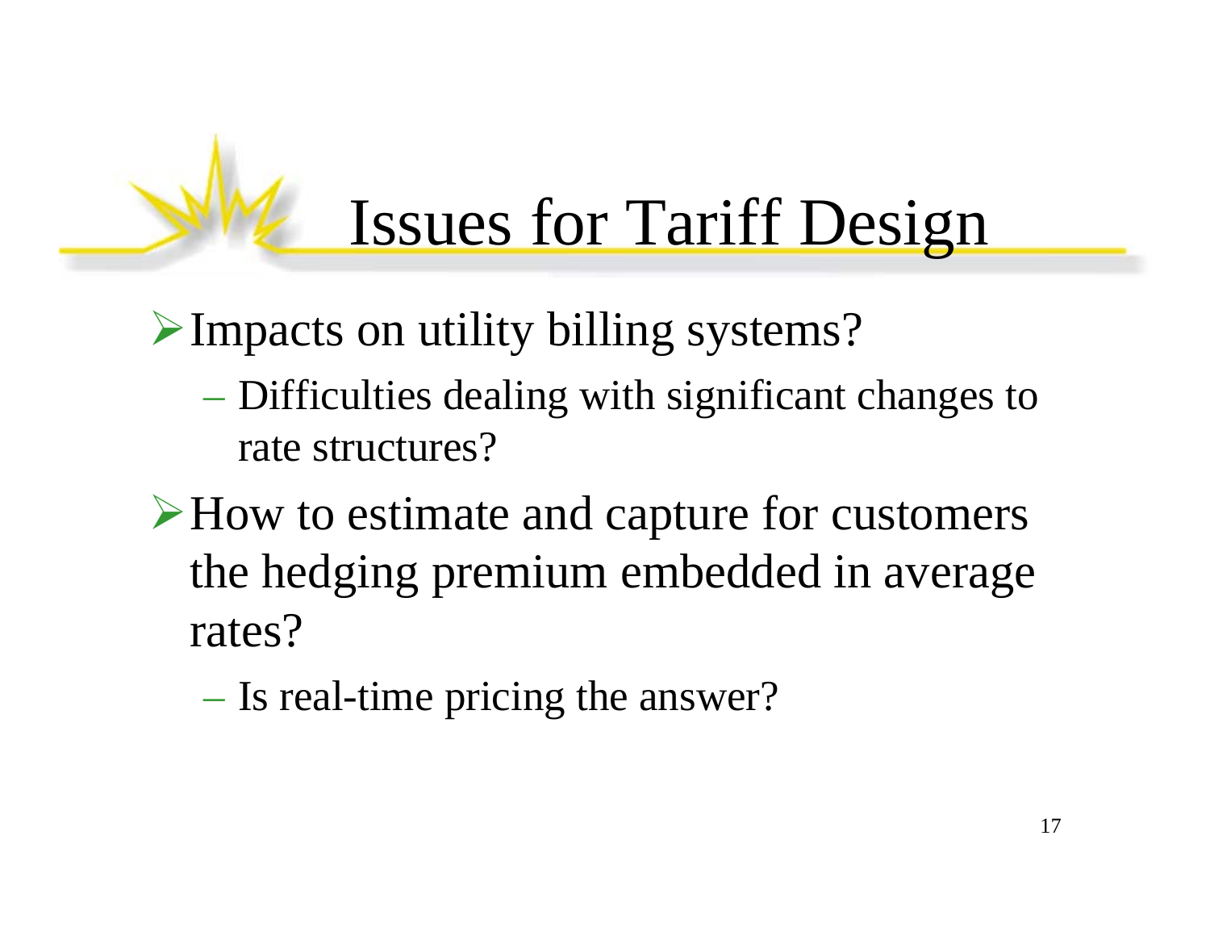# Issues for Tariff Design

- Impacts on utility billing systems?
  - Difficulties dealing with significant changes to rate structures?
- How to estimate and capture for customers the hedging premium embedded in average rates?
  - Is real-time pricing the answer?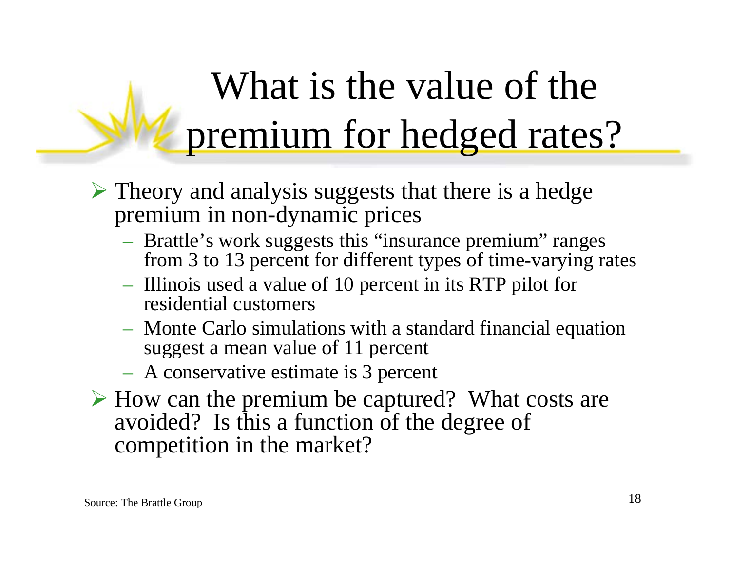# What is the value of the premium for hedged rates?

- Theory and analysis suggests that there is a hedge premium in non-dynamic prices
  - Brattle's work suggests this "insurance premium" ranges from 3 to 13 percent for different types of time-varying rates
  - Illinois used a value of 10 percent in its RTP pilot for residential customers
  - Monte Carlo simulations with a standard financial equation suggest a mean value of 11 percent
  - A conservative estimate is 3 percent
- How can the premium be captured? What costs are avoided? Is this a function of the degree of competition in the market?

Source: The Brattle Group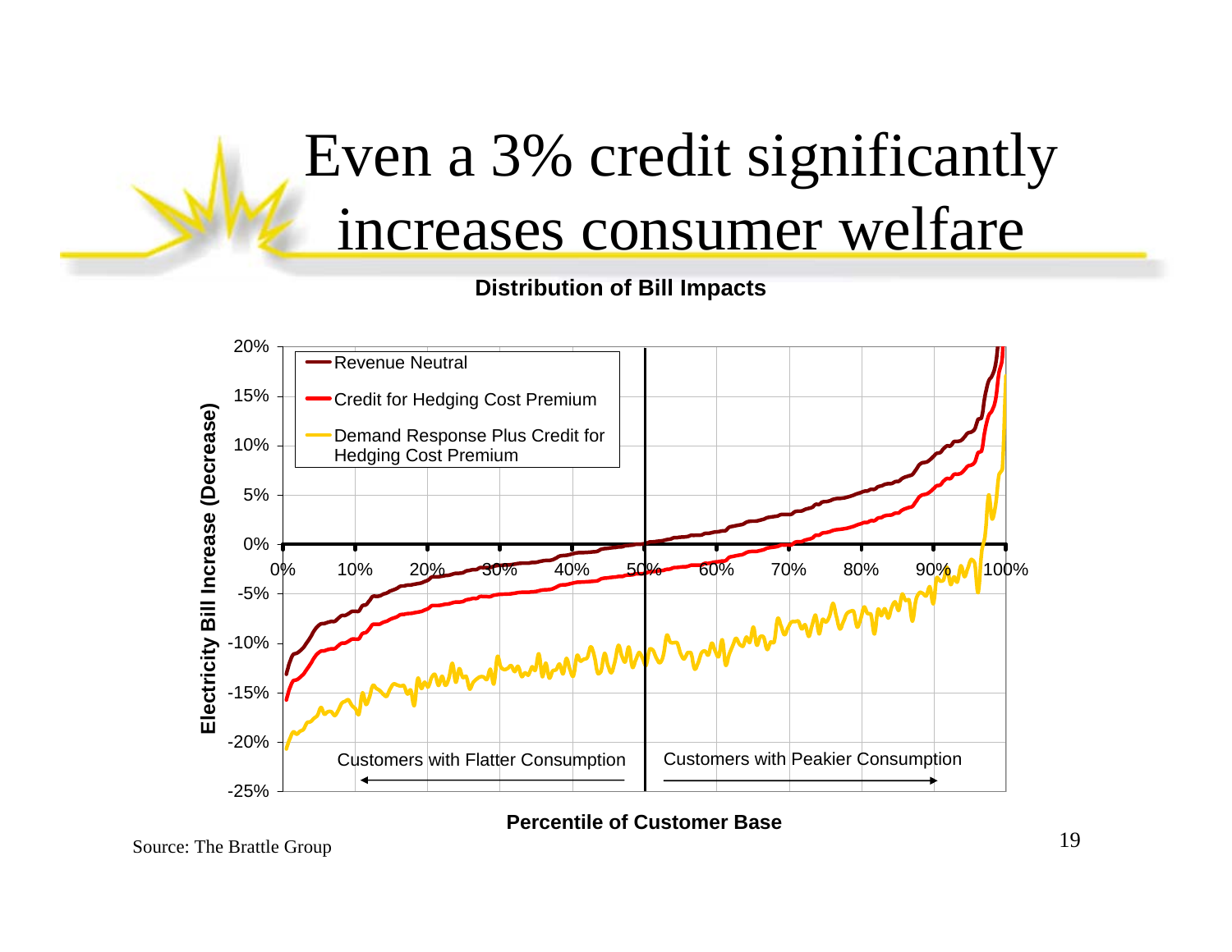# Even a 3% credit significantly increases consumer welfare

**Distribution of Bill Impacts**

Legend:
- Revenue Neutral
- Credit for Hedging Cost Premium
- Demand Response Plus Credit for Hedging Cost Premium

Y-axis: **Electricity Bill Increase (Decrease)** — 20%, 15%, 10%, 5%, 0%, -5%, -10%, -15%, -20%, -25%

X-axis: **Percentile of Customer Base** — 0%, 10%, 20%, 30%, 40%, 50%, 60%, 70%, 80%, 90%, 100%

← Customers with Flatter Consumption | Customers with Peakier Consumption →

Source: The Brattle Group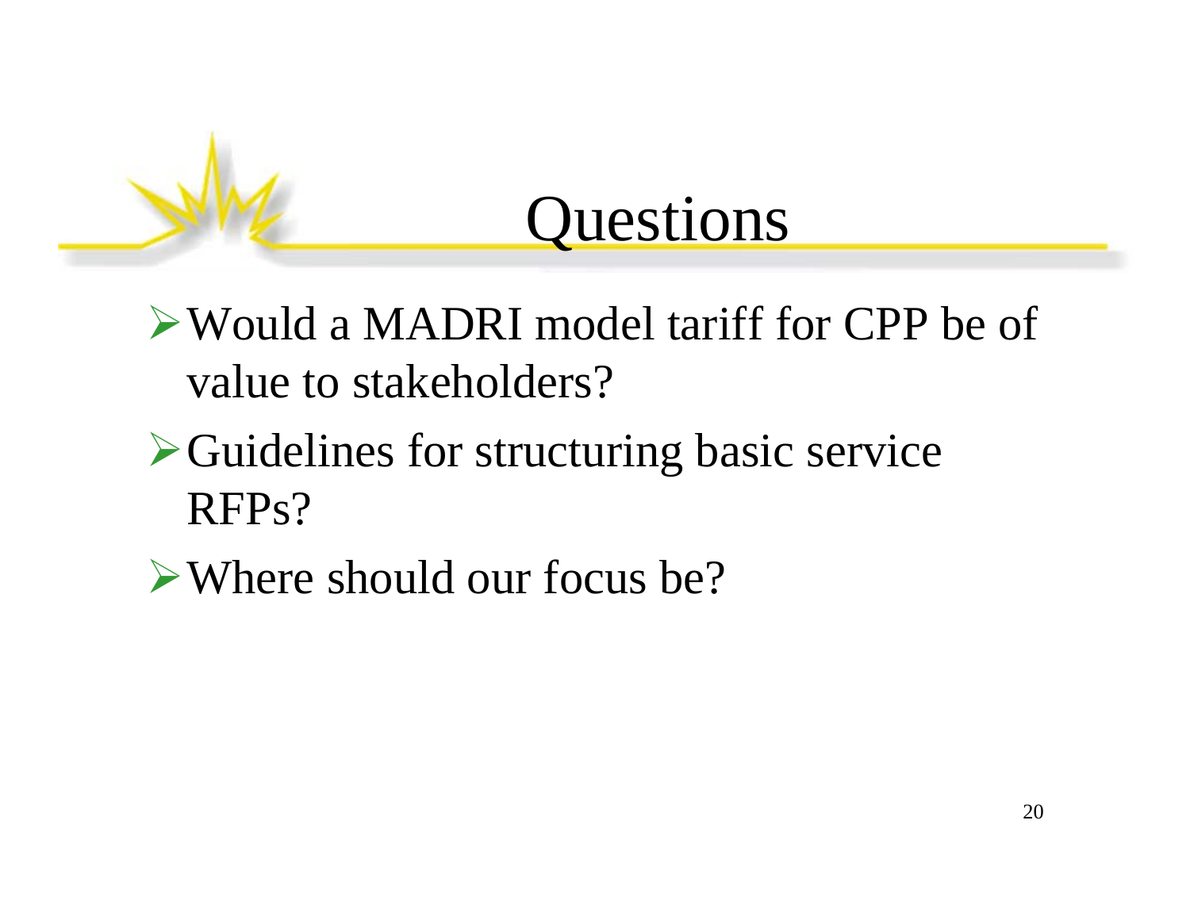# Questions

- Would a MADRI model tariff for CPP be of value to stakeholders?
- Guidelines for structuring basic service RFPs?
- Where should our focus be?